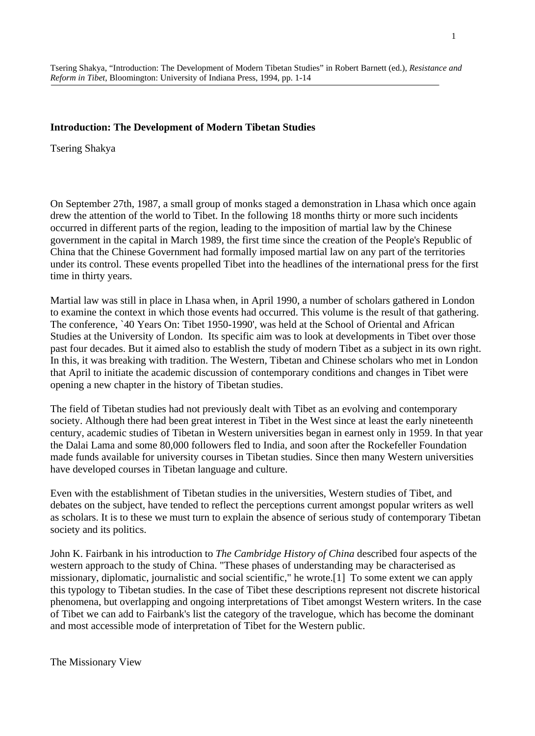Tsering Shakya, "Introduction: The Development of Modern Tibetan Studies" in Robert Barnett (ed.), *Resistance and Reform in Tibet*, Bloomington: University of Indiana Press, 1994, pp. 1-14

---

**Introduction: The Development of Modern Tibetan Studies**

Tsering Shakya

On September 27th, 1987, a small group of monks staged a demonstration in Lhasa which once again drew the attention of the world to Tibet. In the following 18 months thirty or more such incidents occurred in different parts of the region, leading to the imposition of martial law by the Chinese government in the capital in March 1989, the first time since the creation of the People's Republic of China that the Chinese Government had formally imposed martial law on any part of the territories under its control. These events propelled Tibet into the headlines of the international press for the first time in thirty years.

Martial law was still in place in Lhasa when, in April 1990, a number of scholars gathered in London to examine the context in which those events had occurred. This volume is the result of that gathering. The conference, `40 Years On: Tibet 1950-1990', was held at the School of Oriental and African Studies at the University of London. Its specific aim was to look at developments in Tibet over those past four decades. But it aimed also to establish the study of modern Tibet as a subject in its own right. In this, it was breaking with tradition. The Western, Tibetan and Chinese scholars who met in London that April to initiate the academic discussion of contemporary conditions and changes in Tibet were opening a new chapter in the history of Tibetan studies.

The field of Tibetan studies had not previously dealt with Tibet as an evolving and contemporary society. Although there had been great interest in Tibet in the West since at least the early nineteenth century, academic studies of Tibetan in Western universities began in earnest only in 1959. In that year the Dalai Lama and some 80,000 followers fled to India, and soon after the Rockefeller Foundation made funds available for university courses in Tibetan studies. Since then many Western universities have developed courses in Tibetan language and culture.

Even with the establishment of Tibetan studies in the universities, Western studies of Tibet, and debates on the subject, have tended to reflect the perceptions current amongst popular writers as well as scholars. It is to these we must turn to explain the absence of serious study of contemporary Tibetan society and its politics.

John K. Fairbank in his introduction to *The Cambridge History of China* described four aspects of the western approach to the study of China. "These phases of understanding may be characterised as missionary, diplomatic, journalistic and social scientific," he wrote.[1] To some extent we can apply this typology to Tibetan studies. In the case of Tibet these descriptions represent not discrete historical phenomena, but overlapping and ongoing interpretations of Tibet amongst Western writers. In the case of Tibet we can add to Fairbank's list the category of the travelogue, which has become the dominant and most accessible mode of interpretation of Tibet for the Western public.

## The Missionary View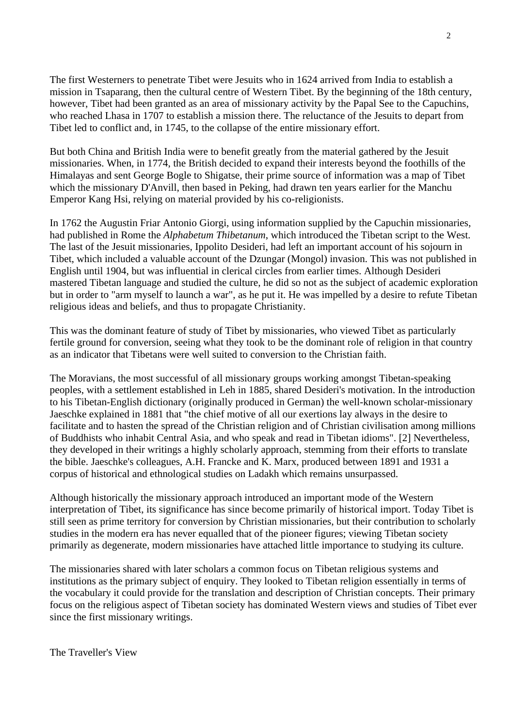The first Westerners to penetrate Tibet were Jesuits who in 1624 arrived from India to establish a mission in Tsaparang, then the cultural centre of Western Tibet. By the beginning of the 18th century, however, Tibet had been granted as an area of missionary activity by the Papal See to the Capuchins, who reached Lhasa in 1707 to establish a mission there. The reluctance of the Jesuits to depart from Tibet led to conflict and, in 1745, to the collapse of the entire missionary effort.

But both China and British India were to benefit greatly from the material gathered by the Jesuit missionaries. When, in 1774, the British decided to expand their interests beyond the foothills of the Himalayas and sent George Bogle to Shigatse, their prime source of information was a map of Tibet which the missionary D'Anvill, then based in Peking, had drawn ten years earlier for the Manchu Emperor Kang Hsi, relying on material provided by his co-religionists.

In 1762 the Augustin Friar Antonio Giorgi, using information supplied by the Capuchin missionaries, had published in Rome the *Alphabetum Thibetanum*, which introduced the Tibetan script to the West. The last of the Jesuit missionaries, Ippolito Desideri, had left an important account of his sojourn in Tibet, which included a valuable account of the Dzungar (Mongol) invasion. This was not published in English until 1904, but was influential in clerical circles from earlier times. Although Desideri mastered Tibetan language and studied the culture, he did so not as the subject of academic exploration but in order to "arm myself to launch a war", as he put it. He was impelled by a desire to refute Tibetan religious ideas and beliefs, and thus to propagate Christianity.

This was the dominant feature of study of Tibet by missionaries, who viewed Tibet as particularly fertile ground for conversion, seeing what they took to be the dominant role of religion in that country as an indicator that Tibetans were well suited to conversion to the Christian faith.

The Moravians, the most successful of all missionary groups working amongst Tibetan-speaking peoples, with a settlement established in Leh in 1885, shared Desideri's motivation. In the introduction to his Tibetan-English dictionary (originally produced in German) the well-known scholar-missionary Jaeschke explained in 1881 that "the chief motive of all our exertions lay always in the desire to facilitate and to hasten the spread of the Christian religion and of Christian civilisation among millions of Buddhists who inhabit Central Asia, and who speak and read in Tibetan idioms". [2] Nevertheless, they developed in their writings a highly scholarly approach, stemming from their efforts to translate the bible. Jaeschke's colleagues, A.H. Francke and K. Marx, produced between 1891 and 1931 a corpus of historical and ethnological studies on Ladakh which remains unsurpassed.

Although historically the missionary approach introduced an important mode of the Western interpretation of Tibet, its significance has since become primarily of historical import. Today Tibet is still seen as prime territory for conversion by Christian missionaries, but their contribution to scholarly studies in the modern era has never equalled that of the pioneer figures; viewing Tibetan society primarily as degenerate, modern missionaries have attached little importance to studying its culture.

The missionaries shared with later scholars a common focus on Tibetan religious systems and institutions as the primary subject of enquiry. They looked to Tibetan religion essentially in terms of the vocabulary it could provide for the translation and description of Christian concepts. Their primary focus on the religious aspect of Tibetan society has dominated Western views and studies of Tibet ever since the first missionary writings.

## The Traveller's View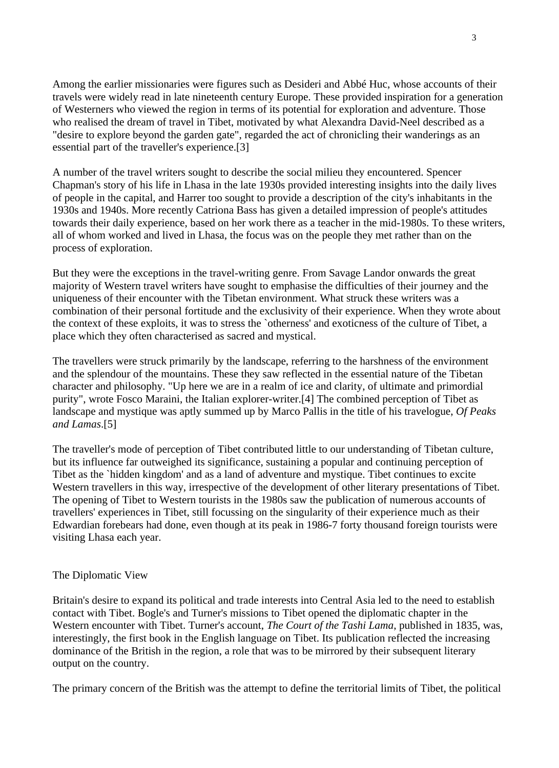Among the earlier missionaries were figures such as Desideri and Abbé Huc, whose accounts of their travels were widely read in late nineteenth century Europe. These provided inspiration for a generation of Westerners who viewed the region in terms of its potential for exploration and adventure. Those who realised the dream of travel in Tibet, motivated by what Alexandra David-Neel described as a "desire to explore beyond the garden gate", regarded the act of chronicling their wanderings as an essential part of the traveller's experience.[3]

A number of the travel writers sought to describe the social milieu they encountered. Spencer Chapman's story of his life in Lhasa in the late 1930s provided interesting insights into the daily lives of people in the capital, and Harrer too sought to provide a description of the city's inhabitants in the 1930s and 1940s. More recently Catriona Bass has given a detailed impression of people's attitudes towards their daily experience, based on her work there as a teacher in the mid-1980s. To these writers, all of whom worked and lived in Lhasa, the focus was on the people they met rather than on the process of exploration.

But they were the exceptions in the travel-writing genre. From Savage Landor onwards the great majority of Western travel writers have sought to emphasise the difficulties of their journey and the uniqueness of their encounter with the Tibetan environment. What struck these writers was a combination of their personal fortitude and the exclusivity of their experience. When they wrote about the context of these exploits, it was to stress the `otherness' and exoticness of the culture of Tibet, a place which they often characterised as sacred and mystical.

The travellers were struck primarily by the landscape, referring to the harshness of the environment and the splendour of the mountains. These they saw reflected in the essential nature of the Tibetan character and philosophy. "Up here we are in a realm of ice and clarity, of ultimate and primordial purity", wrote Fosco Maraini, the Italian explorer-writer.[4] The combined perception of Tibet as landscape and mystique was aptly summed up by Marco Pallis in the title of his travelogue, *Of Peaks and Lamas*.[5]

The traveller's mode of perception of Tibet contributed little to our understanding of Tibetan culture, but its influence far outweighed its significance, sustaining a popular and continuing perception of Tibet as the `hidden kingdom' and as a land of adventure and mystique. Tibet continues to excite Western travellers in this way, irrespective of the development of other literary presentations of Tibet. The opening of Tibet to Western tourists in the 1980s saw the publication of numerous accounts of travellers' experiences in Tibet, still focussing on the singularity of their experience much as their Edwardian forebears had done, even though at its peak in 1986-7 forty thousand foreign tourists were visiting Lhasa each year.

## The Diplomatic View

Britain's desire to expand its political and trade interests into Central Asia led to the need to establish contact with Tibet. Bogle's and Turner's missions to Tibet opened the diplomatic chapter in the Western encounter with Tibet. Turner's account, *The Court of the Tashi Lama*, published in 1835, was, interestingly, the first book in the English language on Tibet. Its publication reflected the increasing dominance of the British in the region, a role that was to be mirrored by their subsequent literary output on the country.

The primary concern of the British was the attempt to define the territorial limits of Tibet, the political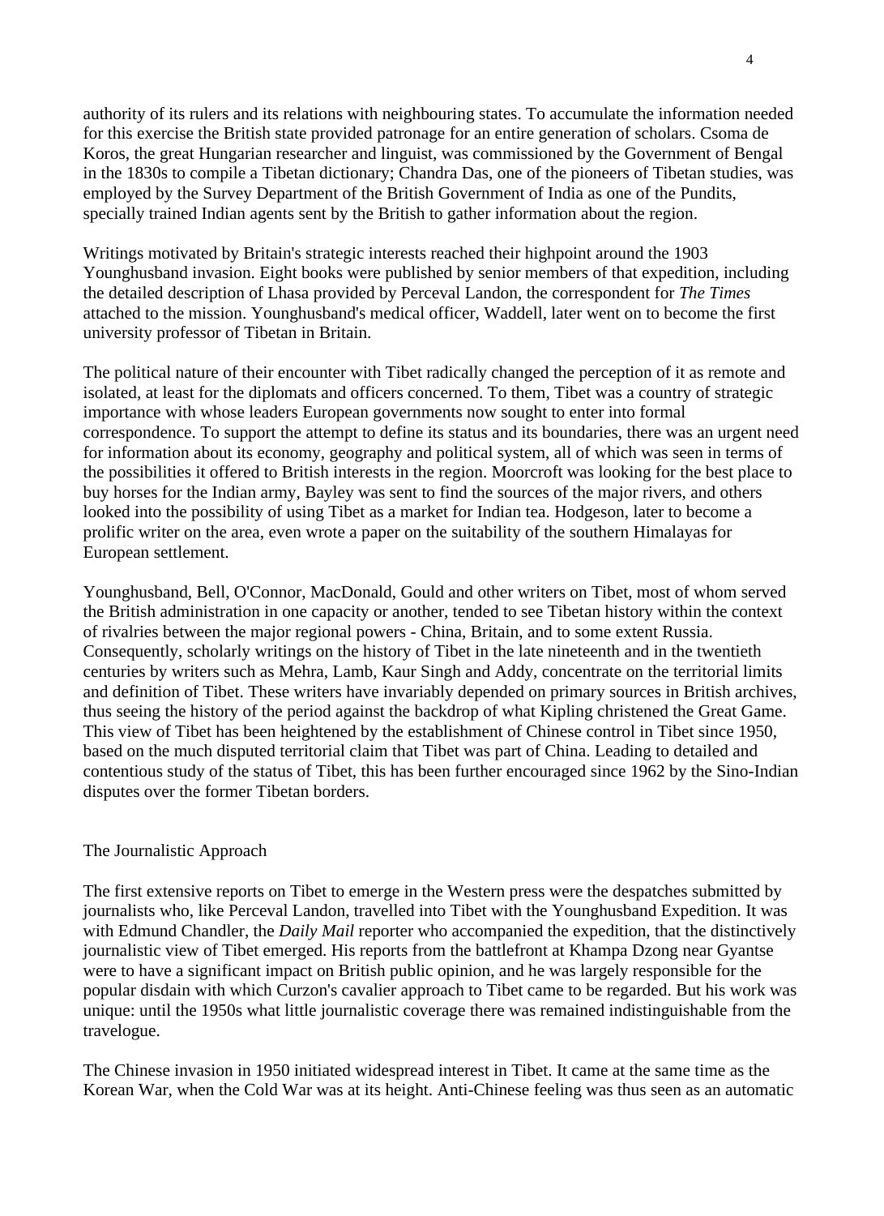authority of its rulers and its relations with neighbouring states. To accumulate the information needed for this exercise the British state provided patronage for an entire generation of scholars. Csoma de Koros, the great Hungarian researcher and linguist, was commissioned by the Government of Bengal in the 1830s to compile a Tibetan dictionary; Chandra Das, one of the pioneers of Tibetan studies, was employed by the Survey Department of the British Government of India as one of the Pundits, specially trained Indian agents sent by the British to gather information about the region.

Writings motivated by Britain's strategic interests reached their highpoint around the 1903 Younghusband invasion. Eight books were published by senior members of that expedition, including the detailed description of Lhasa provided by Perceval Landon, the correspondent for *The Times* attached to the mission. Younghusband's medical officer, Waddell, later went on to become the first university professor of Tibetan in Britain.

The political nature of their encounter with Tibet radically changed the perception of it as remote and isolated, at least for the diplomats and officers concerned. To them, Tibet was a country of strategic importance with whose leaders European governments now sought to enter into formal correspondence. To support the attempt to define its status and its boundaries, there was an urgent need for information about its economy, geography and political system, all of which was seen in terms of the possibilities it offered to British interests in the region. Moorcroft was looking for the best place to buy horses for the Indian army, Bayley was sent to find the sources of the major rivers, and others looked into the possibility of using Tibet as a market for Indian tea. Hodgeson, later to become a prolific writer on the area, even wrote a paper on the suitability of the southern Himalayas for European settlement.

Younghusband, Bell, O'Connor, MacDonald, Gould and other writers on Tibet, most of whom served the British administration in one capacity or another, tended to see Tibetan history within the context of rivalries between the major regional powers - China, Britain, and to some extent Russia. Consequently, scholarly writings on the history of Tibet in the late nineteenth and in the twentieth centuries by writers such as Mehra, Lamb, Kaur Singh and Addy, concentrate on the territorial limits and definition of Tibet. These writers have invariably depended on primary sources in British archives, thus seeing the history of the period against the backdrop of what Kipling christened the Great Game. This view of Tibet has been heightened by the establishment of Chinese control in Tibet since 1950, based on the much disputed territorial claim that Tibet was part of China. Leading to detailed and contentious study of the status of Tibet, this has been further encouraged since 1962 by the Sino-Indian disputes over the former Tibetan borders.

## The Journalistic Approach

The first extensive reports on Tibet to emerge in the Western press were the despatches submitted by journalists who, like Perceval Landon, travelled into Tibet with the Younghusband Expedition. It was with Edmund Chandler, the *Daily Mail* reporter who accompanied the expedition, that the distinctively journalistic view of Tibet emerged. His reports from the battlefront at Khampa Dzong near Gyantse were to have a significant impact on British public opinion, and he was largely responsible for the popular disdain with which Curzon's cavalier approach to Tibet came to be regarded. But his work was unique: until the 1950s what little journalistic coverage there was remained indistinguishable from the travelogue.

The Chinese invasion in 1950 initiated widespread interest in Tibet. It came at the same time as the Korean War, when the Cold War was at its height. Anti-Chinese feeling was thus seen as an automatic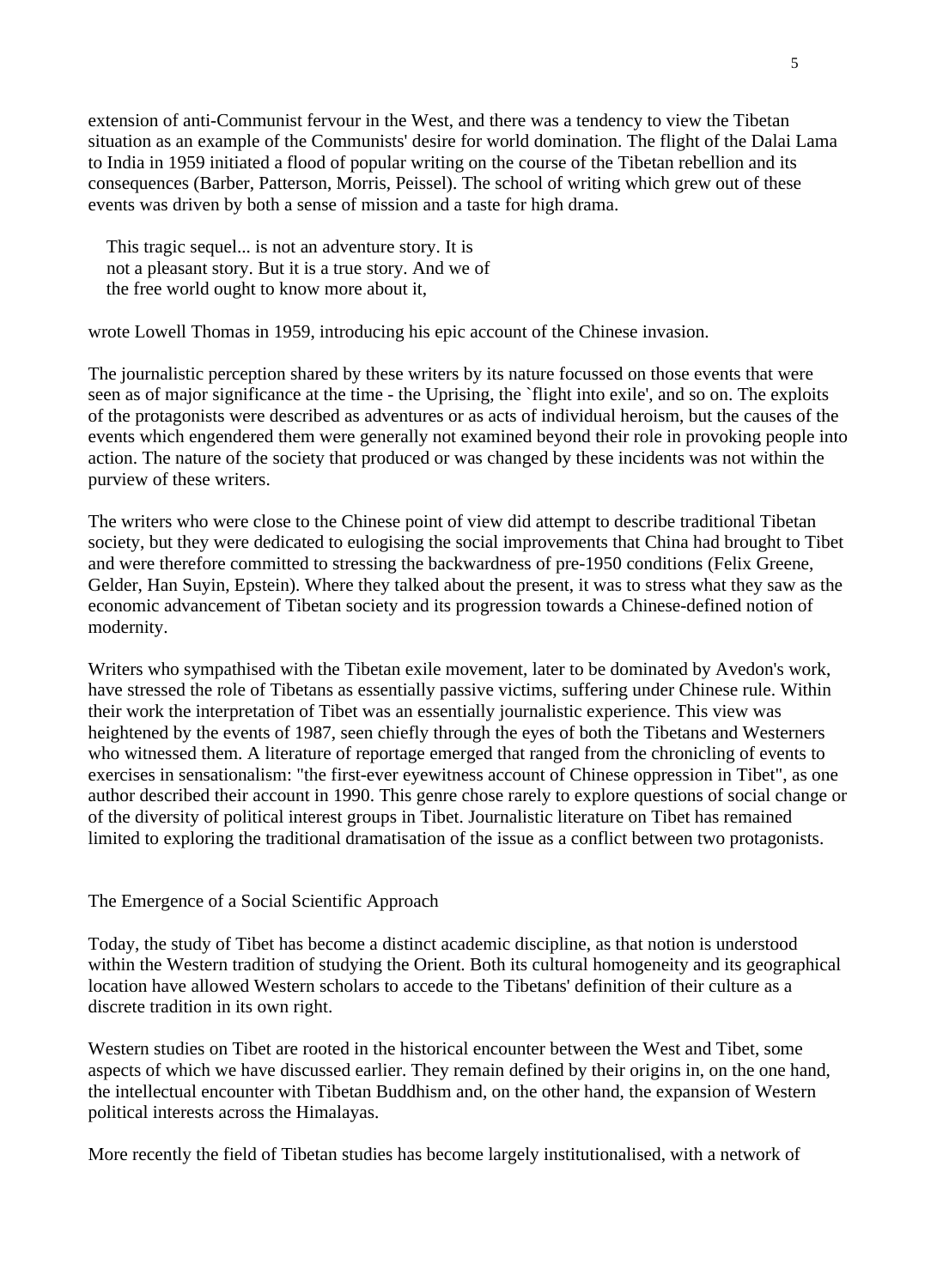extension of anti-Communist fervour in the West, and there was a tendency to view the Tibetan situation as an example of the Communists' desire for world domination. The flight of the Dalai Lama to India in 1959 initiated a flood of popular writing on the course of the Tibetan rebellion and its consequences (Barber, Patterson, Morris, Peissel). The school of writing which grew out of these events was driven by both a sense of mission and a taste for high drama.

> This tragic sequel... is not an adventure story. It is
> not a pleasant story. But it is a true story. And we of
> the free world ought to know more about it,

wrote Lowell Thomas in 1959, introducing his epic account of the Chinese invasion.

The journalistic perception shared by these writers by its nature focussed on those events that were seen as of major significance at the time - the Uprising, the `flight into exile', and so on. The exploits of the protagonists were described as adventures or as acts of individual heroism, but the causes of the events which engendered them were generally not examined beyond their role in provoking people into action. The nature of the society that produced or was changed by these incidents was not within the purview of these writers.

The writers who were close to the Chinese point of view did attempt to describe traditional Tibetan society, but they were dedicated to eulogising the social improvements that China had brought to Tibet and were therefore committed to stressing the backwardness of pre-1950 conditions (Felix Greene, Gelder, Han Suyin, Epstein). Where they talked about the present, it was to stress what they saw as the economic advancement of Tibetan society and its progression towards a Chinese-defined notion of modernity.

Writers who sympathised with the Tibetan exile movement, later to be dominated by Avedon's work, have stressed the role of Tibetans as essentially passive victims, suffering under Chinese rule. Within their work the interpretation of Tibet was an essentially journalistic experience. This view was heightened by the events of 1987, seen chiefly through the eyes of both the Tibetans and Westerners who witnessed them. A literature of reportage emerged that ranged from the chronicling of events to exercises in sensationalism: "the first-ever eyewitness account of Chinese oppression in Tibet", as one author described their account in 1990. This genre chose rarely to explore questions of social change or of the diversity of political interest groups in Tibet. Journalistic literature on Tibet has remained limited to exploring the traditional dramatisation of the issue as a conflict between two protagonists.

## The Emergence of a Social Scientific Approach

Today, the study of Tibet has become a distinct academic discipline, as that notion is understood within the Western tradition of studying the Orient. Both its cultural homogeneity and its geographical location have allowed Western scholars to accede to the Tibetans' definition of their culture as a discrete tradition in its own right.

Western studies on Tibet are rooted in the historical encounter between the West and Tibet, some aspects of which we have discussed earlier. They remain defined by their origins in, on the one hand, the intellectual encounter with Tibetan Buddhism and, on the other hand, the expansion of Western political interests across the Himalayas.

More recently the field of Tibetan studies has become largely institutionalised, with a network of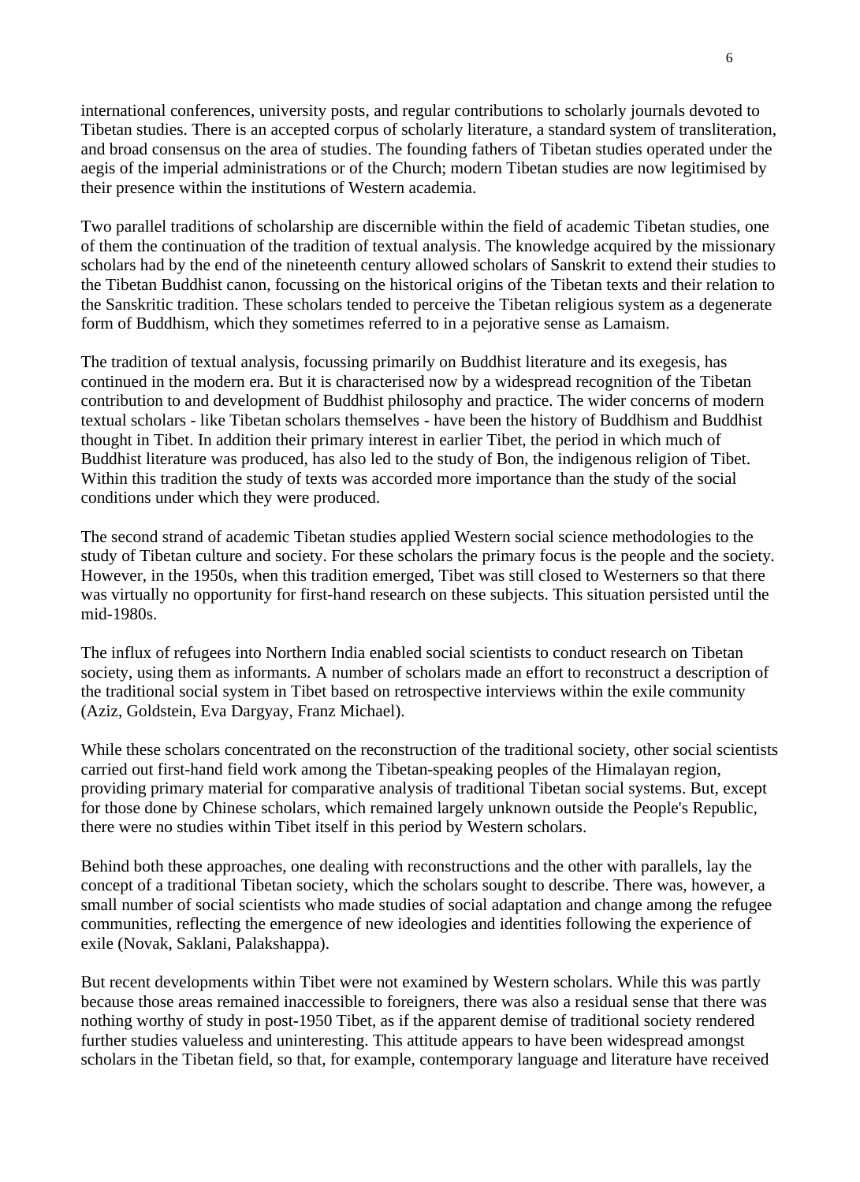international conferences, university posts, and regular contributions to scholarly journals devoted to Tibetan studies. There is an accepted corpus of scholarly literature, a standard system of transliteration, and broad consensus on the area of studies. The founding fathers of Tibetan studies operated under the aegis of the imperial administrations or of the Church; modern Tibetan studies are now legitimised by their presence within the institutions of Western academia.

Two parallel traditions of scholarship are discernible within the field of academic Tibetan studies, one of them the continuation of the tradition of textual analysis. The knowledge acquired by the missionary scholars had by the end of the nineteenth century allowed scholars of Sanskrit to extend their studies to the Tibetan Buddhist canon, focussing on the historical origins of the Tibetan texts and their relation to the Sanskritic tradition. These scholars tended to perceive the Tibetan religious system as a degenerate form of Buddhism, which they sometimes referred to in a pejorative sense as Lamaism.

The tradition of textual analysis, focussing primarily on Buddhist literature and its exegesis, has continued in the modern era. But it is characterised now by a widespread recognition of the Tibetan contribution to and development of Buddhist philosophy and practice. The wider concerns of modern textual scholars - like Tibetan scholars themselves - have been the history of Buddhism and Buddhist thought in Tibet. In addition their primary interest in earlier Tibet, the period in which much of Buddhist literature was produced, has also led to the study of Bon, the indigenous religion of Tibet. Within this tradition the study of texts was accorded more importance than the study of the social conditions under which they were produced.

The second strand of academic Tibetan studies applied Western social science methodologies to the study of Tibetan culture and society. For these scholars the primary focus is the people and the society. However, in the 1950s, when this tradition emerged, Tibet was still closed to Westerners so that there was virtually no opportunity for first-hand research on these subjects. This situation persisted until the mid-1980s.

The influx of refugees into Northern India enabled social scientists to conduct research on Tibetan society, using them as informants. A number of scholars made an effort to reconstruct a description of the traditional social system in Tibet based on retrospective interviews within the exile community (Aziz, Goldstein, Eva Dargyay, Franz Michael).

While these scholars concentrated on the reconstruction of the traditional society, other social scientists carried out first-hand field work among the Tibetan-speaking peoples of the Himalayan region, providing primary material for comparative analysis of traditional Tibetan social systems. But, except for those done by Chinese scholars, which remained largely unknown outside the People's Republic, there were no studies within Tibet itself in this period by Western scholars.

Behind both these approaches, one dealing with reconstructions and the other with parallels, lay the concept of a traditional Tibetan society, which the scholars sought to describe. There was, however, a small number of social scientists who made studies of social adaptation and change among the refugee communities, reflecting the emergence of new ideologies and identities following the experience of exile (Novak, Saklani, Palakshappa).

But recent developments within Tibet were not examined by Western scholars. While this was partly because those areas remained inaccessible to foreigners, there was also a residual sense that there was nothing worthy of study in post-1950 Tibet, as if the apparent demise of traditional society rendered further studies valueless and uninteresting. This attitude appears to have been widespread amongst scholars in the Tibetan field, so that, for example, contemporary language and literature have received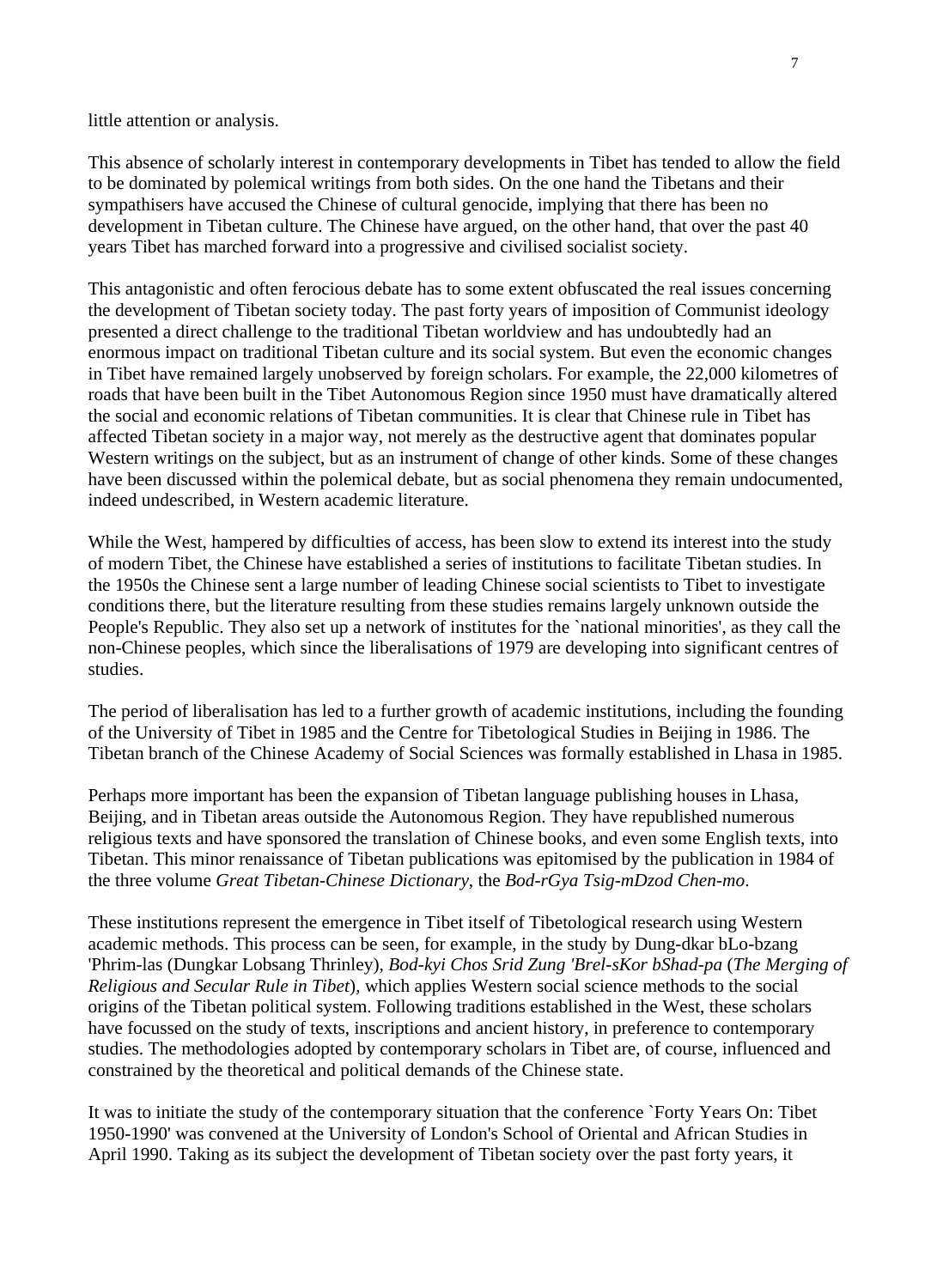little attention or analysis.

This absence of scholarly interest in contemporary developments in Tibet has tended to allow the field to be dominated by polemical writings from both sides. On the one hand the Tibetans and their sympathisers have accused the Chinese of cultural genocide, implying that there has been no development in Tibetan culture. The Chinese have argued, on the other hand, that over the past 40 years Tibet has marched forward into a progressive and civilised socialist society.

This antagonistic and often ferocious debate has to some extent obfuscated the real issues concerning the development of Tibetan society today. The past forty years of imposition of Communist ideology presented a direct challenge to the traditional Tibetan worldview and has undoubtedly had an enormous impact on traditional Tibetan culture and its social system. But even the economic changes in Tibet have remained largely unobserved by foreign scholars. For example, the 22,000 kilometres of roads that have been built in the Tibet Autonomous Region since 1950 must have dramatically altered the social and economic relations of Tibetan communities. It is clear that Chinese rule in Tibet has affected Tibetan society in a major way, not merely as the destructive agent that dominates popular Western writings on the subject, but as an instrument of change of other kinds. Some of these changes have been discussed within the polemical debate, but as social phenomena they remain undocumented, indeed undescribed, in Western academic literature.

While the West, hampered by difficulties of access, has been slow to extend its interest into the study of modern Tibet, the Chinese have established a series of institutions to facilitate Tibetan studies. In the 1950s the Chinese sent a large number of leading Chinese social scientists to Tibet to investigate conditions there, but the literature resulting from these studies remains largely unknown outside the People's Republic. They also set up a network of institutes for the `national minorities', as they call the non-Chinese peoples, which since the liberalisations of 1979 are developing into significant centres of studies.

The period of liberalisation has led to a further growth of academic institutions, including the founding of the University of Tibet in 1985 and the Centre for Tibetological Studies in Beijing in 1986. The Tibetan branch of the Chinese Academy of Social Sciences was formally established in Lhasa in 1985.

Perhaps more important has been the expansion of Tibetan language publishing houses in Lhasa, Beijing, and in Tibetan areas outside the Autonomous Region. They have republished numerous religious texts and have sponsored the translation of Chinese books, and even some English texts, into Tibetan. This minor renaissance of Tibetan publications was epitomised by the publication in 1984 of the three volume *Great Tibetan-Chinese Dictionary*, the *Bod-rGya Tsig-mDzod Chen-mo*.

These institutions represent the emergence in Tibet itself of Tibetological research using Western academic methods. This process can be seen, for example, in the study by Dung-dkar bLo-bzang 'Phrim-las (Dungkar Lobsang Thrinley), *Bod-kyi Chos Srid Zung 'Brel-sKor bShad-pa* (*The Merging of Religious and Secular Rule in Tibet*), which applies Western social science methods to the social origins of the Tibetan political system. Following traditions established in the West, these scholars have focussed on the study of texts, inscriptions and ancient history, in preference to contemporary studies. The methodologies adopted by contemporary scholars in Tibet are, of course, influenced and constrained by the theoretical and political demands of the Chinese state.

It was to initiate the study of the contemporary situation that the conference `Forty Years On: Tibet 1950-1990' was convened at the University of London's School of Oriental and African Studies in April 1990. Taking as its subject the development of Tibetan society over the past forty years, it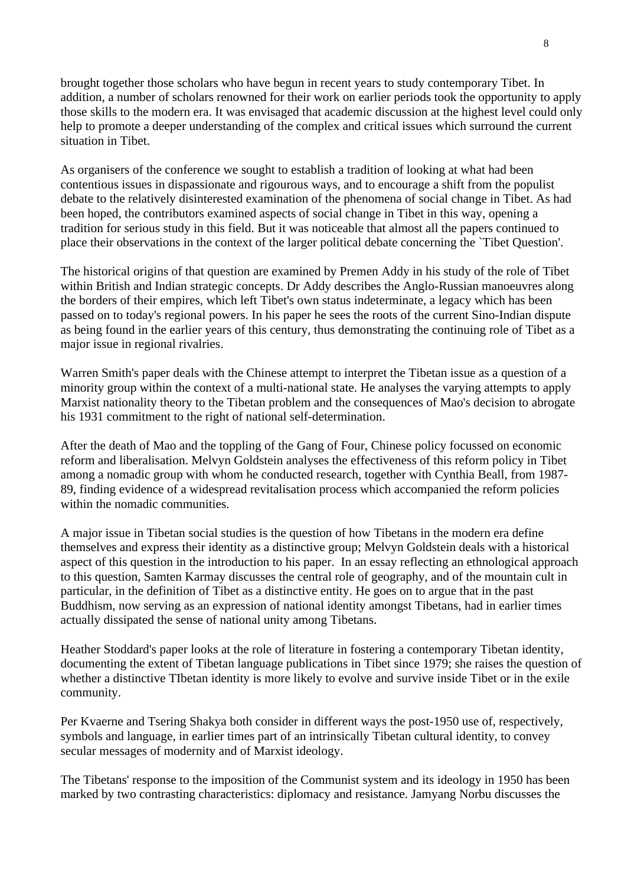brought together those scholars who have begun in recent years to study contemporary Tibet. In addition, a number of scholars renowned for their work on earlier periods took the opportunity to apply those skills to the modern era. It was envisaged that academic discussion at the highest level could only help to promote a deeper understanding of the complex and critical issues which surround the current situation in Tibet.

As organisers of the conference we sought to establish a tradition of looking at what had been contentious issues in dispassionate and rigourous ways, and to encourage a shift from the populist debate to the relatively disinterested examination of the phenomena of social change in Tibet. As had been hoped, the contributors examined aspects of social change in Tibet in this way, opening a tradition for serious study in this field. But it was noticeable that almost all the papers continued to place their observations in the context of the larger political debate concerning the `Tibet Question'.

The historical origins of that question are examined by Premen Addy in his study of the role of Tibet within British and Indian strategic concepts. Dr Addy describes the Anglo-Russian manoeuvres along the borders of their empires, which left Tibet's own status indeterminate, a legacy which has been passed on to today's regional powers. In his paper he sees the roots of the current Sino-Indian dispute as being found in the earlier years of this century, thus demonstrating the continuing role of Tibet as a major issue in regional rivalries.

Warren Smith's paper deals with the Chinese attempt to interpret the Tibetan issue as a question of a minority group within the context of a multi-national state. He analyses the varying attempts to apply Marxist nationality theory to the Tibetan problem and the consequences of Mao's decision to abrogate his 1931 commitment to the right of national self-determination.

After the death of Mao and the toppling of the Gang of Four, Chinese policy focussed on economic reform and liberalisation. Melvyn Goldstein analyses the effectiveness of this reform policy in Tibet among a nomadic group with whom he conducted research, together with Cynthia Beall, from 1987-89, finding evidence of a widespread revitalisation process which accompanied the reform policies within the nomadic communities.

A major issue in Tibetan social studies is the question of how Tibetans in the modern era define themselves and express their identity as a distinctive group; Melvyn Goldstein deals with a historical aspect of this question in the introduction to his paper. In an essay reflecting an ethnological approach to this question, Samten Karmay discusses the central role of geography, and of the mountain cult in particular, in the definition of Tibet as a distinctive entity. He goes on to argue that in the past Buddhism, now serving as an expression of national identity amongst Tibetans, had in earlier times actually dissipated the sense of national unity among Tibetans.

Heather Stoddard's paper looks at the role of literature in fostering a contemporary Tibetan identity, documenting the extent of Tibetan language publications in Tibet since 1979; she raises the question of whether a distinctive TIbetan identity is more likely to evolve and survive inside Tibet or in the exile community.

Per Kvaerne and Tsering Shakya both consider in different ways the post-1950 use of, respectively, symbols and language, in earlier times part of an intrinsically Tibetan cultural identity, to convey secular messages of modernity and of Marxist ideology.

The Tibetans' response to the imposition of the Communist system and its ideology in 1950 has been marked by two contrasting characteristics: diplomacy and resistance. Jamyang Norbu discusses the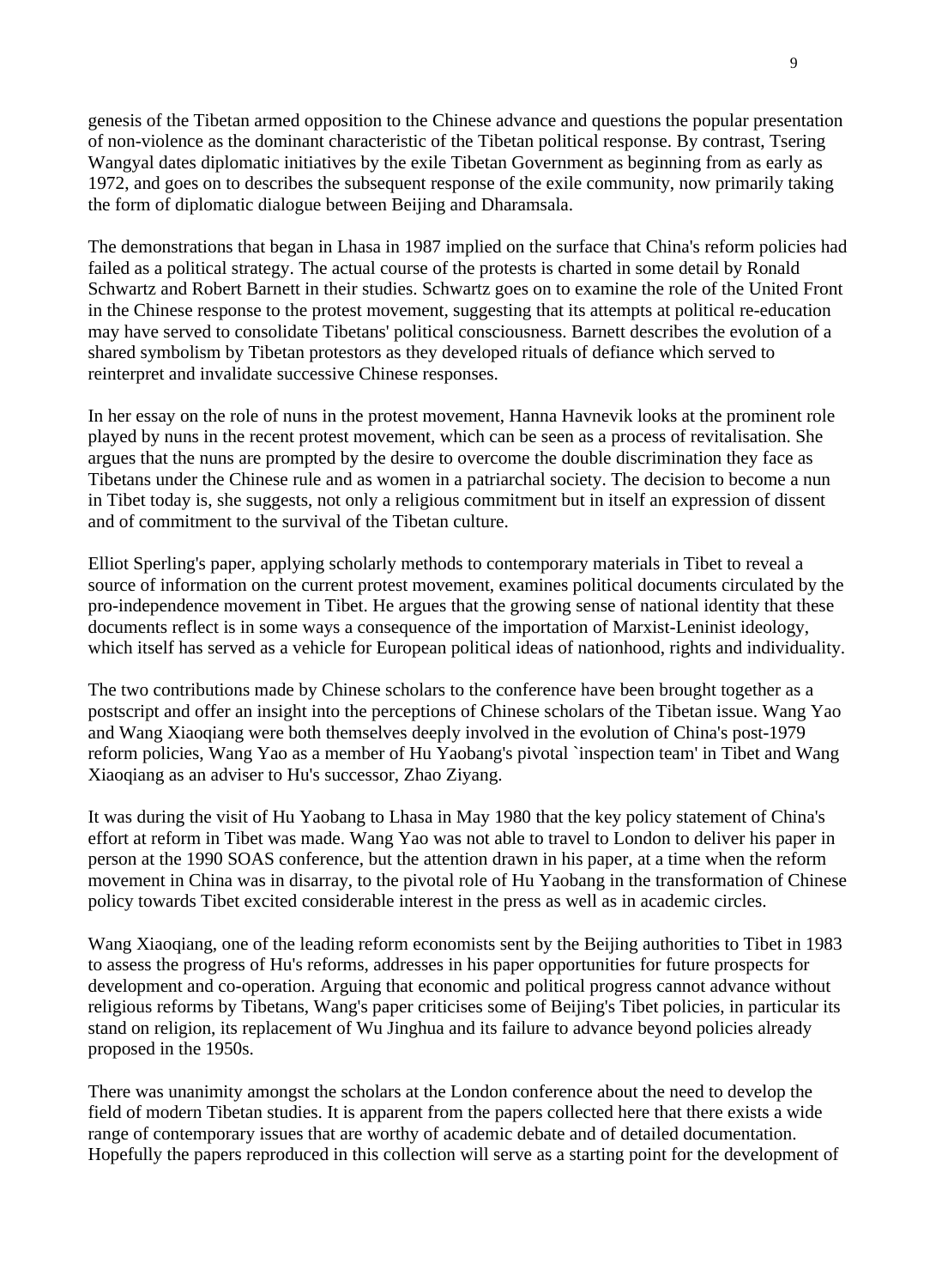genesis of the Tibetan armed opposition to the Chinese advance and questions the popular presentation of non-violence as the dominant characteristic of the Tibetan political response. By contrast, Tsering Wangyal dates diplomatic initiatives by the exile Tibetan Government as beginning from as early as 1972, and goes on to describes the subsequent response of the exile community, now primarily taking the form of diplomatic dialogue between Beijing and Dharamsala.

The demonstrations that began in Lhasa in 1987 implied on the surface that China's reform policies had failed as a political strategy. The actual course of the protests is charted in some detail by Ronald Schwartz and Robert Barnett in their studies. Schwartz goes on to examine the role of the United Front in the Chinese response to the protest movement, suggesting that its attempts at political re-education may have served to consolidate Tibetans' political consciousness. Barnett describes the evolution of a shared symbolism by Tibetan protestors as they developed rituals of defiance which served to reinterpret and invalidate successive Chinese responses.

In her essay on the role of nuns in the protest movement, Hanna Havnevik looks at the prominent role played by nuns in the recent protest movement, which can be seen as a process of revitalisation. She argues that the nuns are prompted by the desire to overcome the double discrimination they face as Tibetans under the Chinese rule and as women in a patriarchal society. The decision to become a nun in Tibet today is, she suggests, not only a religious commitment but in itself an expression of dissent and of commitment to the survival of the Tibetan culture.

Elliot Sperling's paper, applying scholarly methods to contemporary materials in Tibet to reveal a source of information on the current protest movement, examines political documents circulated by the pro-independence movement in Tibet. He argues that the growing sense of national identity that these documents reflect is in some ways a consequence of the importation of Marxist-Leninist ideology, which itself has served as a vehicle for European political ideas of nationhood, rights and individuality.

The two contributions made by Chinese scholars to the conference have been brought together as a postscript and offer an insight into the perceptions of Chinese scholars of the Tibetan issue. Wang Yao and Wang Xiaoqiang were both themselves deeply involved in the evolution of China's post-1979 reform policies, Wang Yao as a member of Hu Yaobang's pivotal `inspection team' in Tibet and Wang Xiaoqiang as an adviser to Hu's successor, Zhao Ziyang.

It was during the visit of Hu Yaobang to Lhasa in May 1980 that the key policy statement of China's effort at reform in Tibet was made. Wang Yao was not able to travel to London to deliver his paper in person at the 1990 SOAS conference, but the attention drawn in his paper, at a time when the reform movement in China was in disarray, to the pivotal role of Hu Yaobang in the transformation of Chinese policy towards Tibet excited considerable interest in the press as well as in academic circles.

Wang Xiaoqiang, one of the leading reform economists sent by the Beijing authorities to Tibet in 1983 to assess the progress of Hu's reforms, addresses in his paper opportunities for future prospects for development and co-operation. Arguing that economic and political progress cannot advance without religious reforms by Tibetans, Wang's paper criticises some of Beijing's Tibet policies, in particular its stand on religion, its replacement of Wu Jinghua and its failure to advance beyond policies already proposed in the 1950s.

There was unanimity amongst the scholars at the London conference about the need to develop the field of modern Tibetan studies. It is apparent from the papers collected here that there exists a wide range of contemporary issues that are worthy of academic debate and of detailed documentation. Hopefully the papers reproduced in this collection will serve as a starting point for the development of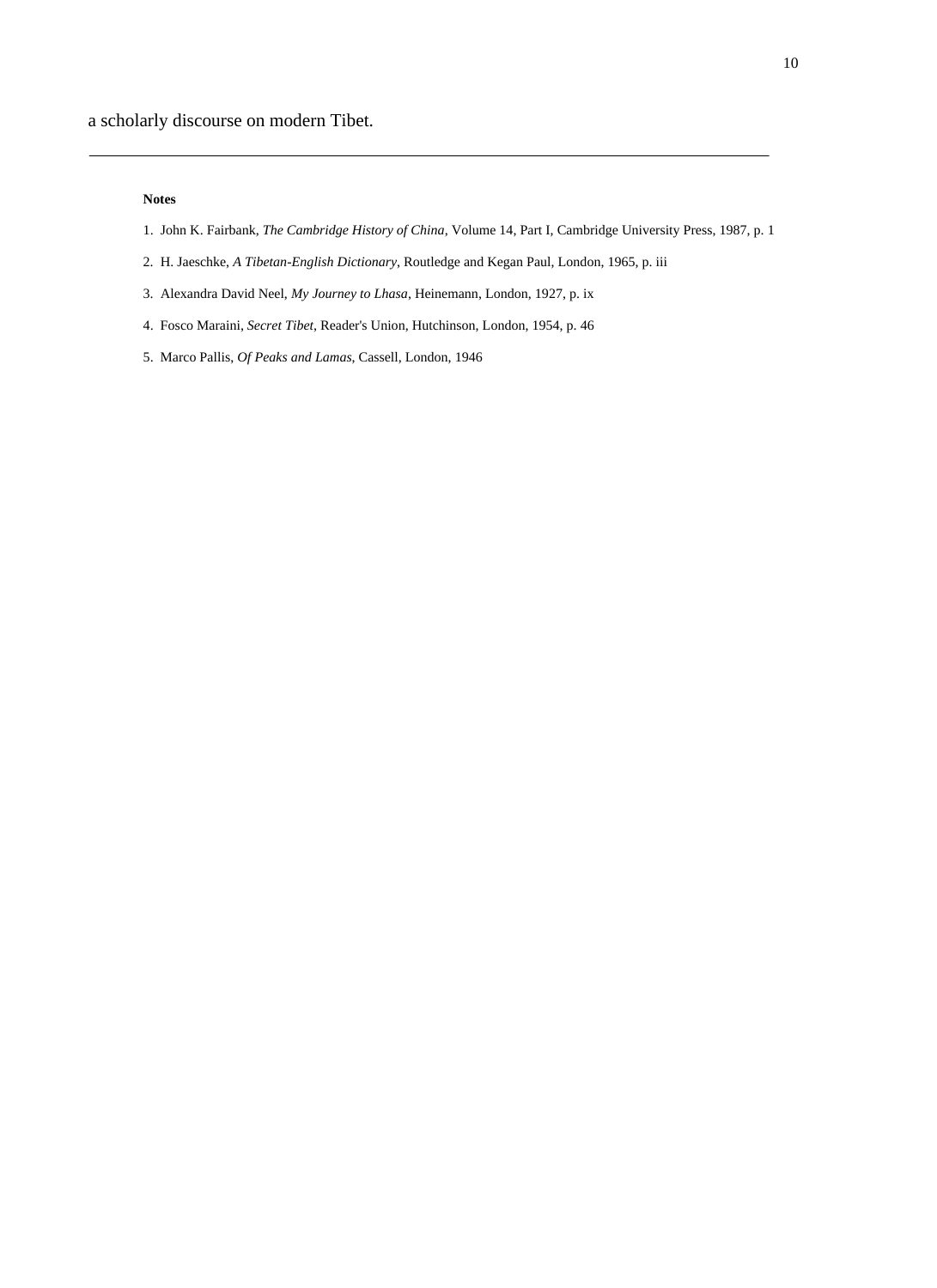a scholarly discourse on modern Tibet.

---

**Notes**

1. John K. Fairbank, *The Cambridge History of China*, Volume 14, Part I, Cambridge University Press, 1987, p. 1
2. H. Jaeschke, *A Tibetan-English Dictionary*, Routledge and Kegan Paul, London, 1965, p. iii
3. Alexandra David Neel, *My Journey to Lhasa*, Heinemann, London, 1927, p. ix
4. Fosco Maraini, *Secret Tibet*, Reader's Union, Hutchinson, London, 1954, p. 46
5. Marco Pallis, *Of Peaks and Lamas*, Cassell, London, 1946